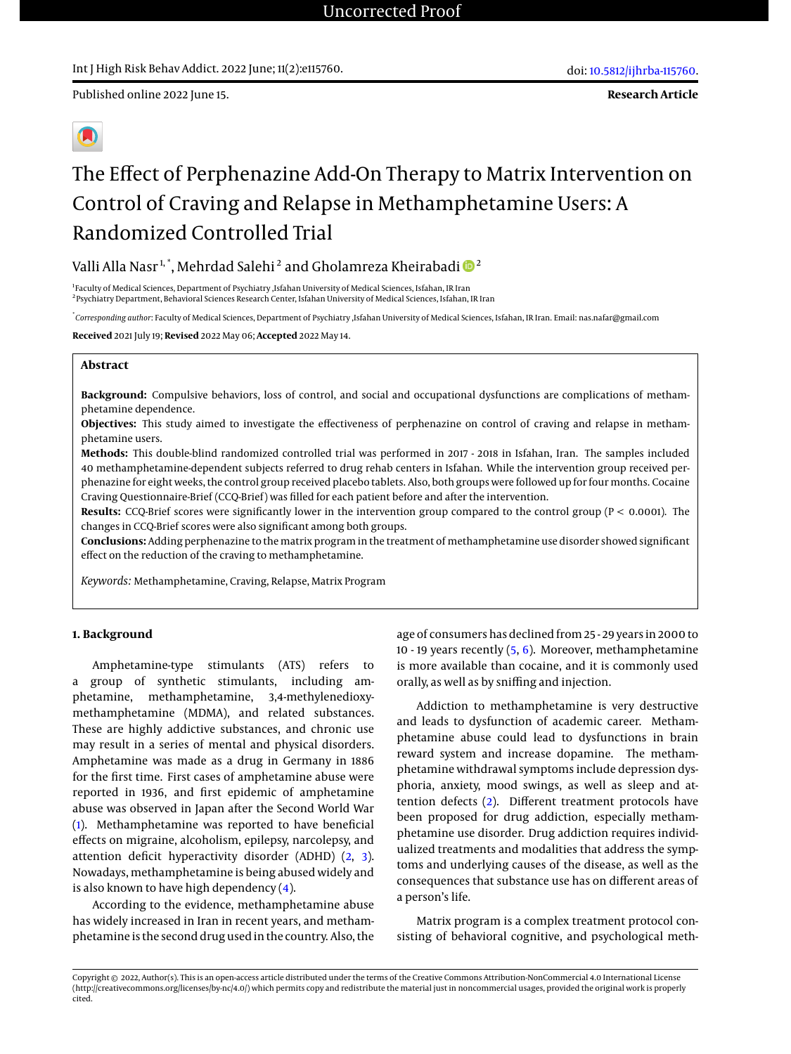Uncorrected Proof

Int J High Risk Behav Addict. 2022 June; 11(2):e115760.

doi: 10.5812/ijhrba-115760.

Published online 2022 June 15.

**Research Article**

# The Effect of Perphenazine Add-On Therapy to Matrix Intervention on Control of Craving and Relapse in Methamphetamine Users: A Randomized Controlled Trial

Valli Alla Nasr [1, *], Mehrdad Salehi [2] and Gholamreza Kheirabadi [2]

[1] Faculty of Medical Sciences, Department of Psychiatry ,Isfahan University of Medical Sciences, Isfahan, IR Iran
[2] Psychiatry Department, Behavioral Sciences Research Center, Isfahan University of Medical Sciences, Isfahan, IR Iran

[*] *Corresponding author*: Faculty of Medical Sciences, Department of Psychiatry ,Isfahan University of Medical Sciences, Isfahan, IR Iran. Email: nas.nafar@gmail.com

**Received** 2021 July 19; **Revised** 2022 May 06; **Accepted** 2022 May 14.

## Abstract

**Background:** Compulsive behaviors, loss of control, and social and occupational dysfunctions are complications of methamphetamine dependence.

**Objectives:** This study aimed to investigate the effectiveness of perphenazine on control of craving and relapse in methamphetamine users.

**Methods:** This double-blind randomized controlled trial was performed in 2017 - 2018 in Isfahan, Iran. The samples included 40 methamphetamine-dependent subjects referred to drug rehab centers in Isfahan. While the intervention group received perphenazine for eight weeks, the control group received placebo tablets. Also, both groups were followed up for four months. Cocaine Craving Questionnaire-Brief (CCQ-Brief) was filled for each patient before and after the intervention.

**Results:** CCQ-Brief scores were significantly lower in the intervention group compared to the control group ($P < 0.0001$). The changes in CCQ-Brief scores were also significant among both groups.

**Conclusions:** Adding perphenazine to the matrix program in the treatment of methamphetamine use disorder showed significant effect on the reduction of the craving to methamphetamine.

*Keywords:* Methamphetamine, Craving, Relapse, Matrix Program

## 1. Background

Amphetamine-type stimulants (ATS) refers to a group of synthetic stimulants, including amphetamine, methamphetamine, 3,4-methylenedioxy-methamphetamine (MDMA), and related substances. These are highly addictive substances, and chronic use may result in a series of mental and physical disorders. Amphetamine was made as a drug in Germany in 1886 for the first time. First cases of amphetamine abuse were reported in 1936, and first epidemic of amphetamine abuse was observed in Japan after the Second World War (1). Methamphetamine was reported to have beneficial effects on migraine, alcoholism, epilepsy, narcolepsy, and attention deficit hyperactivity disorder (ADHD) (2, 3). Nowadays, methamphetamine is being abused widely and is also known to have high dependency (4).

According to the evidence, methamphetamine abuse has widely increased in Iran in recent years, and methamphetamine is the second drug used in the country. Also, the age of consumers has declined from 25 - 29 years in 2000 to 10 - 19 years recently (5, 6). Moreover, methamphetamine is more available than cocaine, and it is commonly used orally, as well as by sniffing and injection.

Addiction to methamphetamine is very destructive and leads to dysfunction of academic career. Methamphetamine abuse could lead to dysfunctions in brain reward system and increase dopamine. The methamphetamine withdrawal symptoms include depression dysphoria, anxiety, mood swings, as well as sleep and attention defects (2). Different treatment protocols have been proposed for drug addiction, especially methamphetamine use disorder. Drug addiction requires individualized treatments and modalities that address the symptoms and underlying causes of the disease, as well as the consequences that substance use has on different areas of a person's life.

Matrix program is a complex treatment protocol consisting of behavioral cognitive, and psychological meth-

Copyright © 2022, Author(s). This is an open-access article distributed under the terms of the Creative Commons Attribution-NonCommercial 4.0 International License (http://creativecommons.org/licenses/by-nc/4.0/) which permits copy and redistribute the material just in noncommercial usages, provided the original work is properly cited.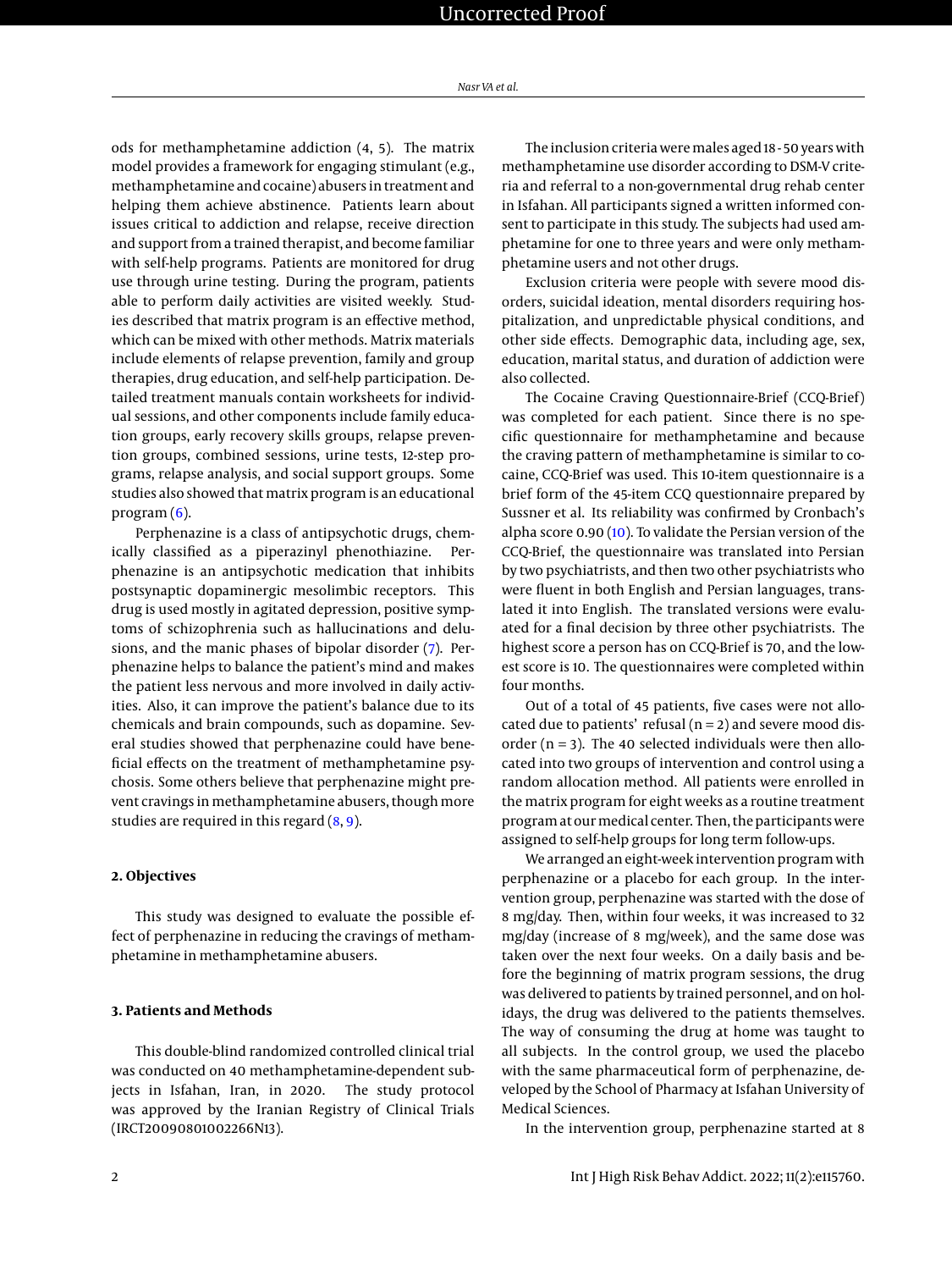ods for methamphetamine addiction (4, 5). The matrix model provides a framework for engaging stimulant (e.g., methamphetamine and cocaine) abusers in treatment and helping them achieve abstinence. Patients learn about issues critical to addiction and relapse, receive direction and support from a trained therapist, and become familiar with self-help programs. Patients are monitored for drug use through urine testing. During the program, patients able to perform daily activities are visited weekly. Studies described that matrix program is an effective method, which can be mixed with other methods. Matrix materials include elements of relapse prevention, family and group therapies, drug education, and self-help participation. Detailed treatment manuals contain worksheets for individual sessions, and other components include family education groups, early recovery skills groups, relapse prevention groups, combined sessions, urine tests, 12-step programs, relapse analysis, and social support groups. Some studies also showed that matrix program is an educational program (6).

Perphenazine is a class of antipsychotic drugs, chemically classified as a piperazinyl phenothiazine. Perphenazine is an antipsychotic medication that inhibits postsynaptic dopaminergic mesolimbic receptors. This drug is used mostly in agitated depression, positive symptoms of schizophrenia such as hallucinations and delusions, and the manic phases of bipolar disorder (7). Perphenazine helps to balance the patient's mind and makes the patient less nervous and more involved in daily activities. Also, it can improve the patient's balance due to its chemicals and brain compounds, such as dopamine. Several studies showed that perphenazine could have beneficial effects on the treatment of methamphetamine psychosis. Some others believe that perphenazine might prevent cravings in methamphetamine abusers, though more studies are required in this regard (8, 9).

## 2. Objectives

This study was designed to evaluate the possible effect of perphenazine in reducing the cravings of methamphetamine in methamphetamine abusers.

## 3. Patients and Methods

This double-blind randomized controlled clinical trial was conducted on 40 methamphetamine-dependent subjects in Isfahan, Iran, in 2020. The study protocol was approved by the Iranian Registry of Clinical Trials (IRCT20090801002266N13).

The inclusion criteria were males aged 18 - 50 years with methamphetamine use disorder according to DSM-V criteria and referral to a non-governmental drug rehab center in Isfahan. All participants signed a written informed consent to participate in this study. The subjects had used amphetamine for one to three years and were only methamphetamine users and not other drugs.

Exclusion criteria were people with severe mood disorders, suicidal ideation, mental disorders requiring hospitalization, and unpredictable physical conditions, and other side effects. Demographic data, including age, sex, education, marital status, and duration of addiction were also collected.

The Cocaine Craving Questionnaire-Brief (CCQ-Brief) was completed for each patient. Since there is no specific questionnaire for methamphetamine and because the craving pattern of methamphetamine is similar to cocaine, CCQ-Brief was used. This 10-item questionnaire is a brief form of the 45-item CCQ questionnaire prepared by Sussner et al. Its reliability was confirmed by Cronbach's alpha score 0.90 (10). To validate the Persian version of the CCQ-Brief, the questionnaire was translated into Persian by two psychiatrists, and then two other psychiatrists who were fluent in both English and Persian languages, translated it into English. The translated versions were evaluated for a final decision by three other psychiatrists. The highest score a person has on CCQ-Brief is 70, and the lowest score is 10. The questionnaires were completed within four months.

Out of a total of 45 patients, five cases were not allocated due to patients' refusal (n = 2) and severe mood disorder (n = 3). The 40 selected individuals were then allocated into two groups of intervention and control using a random allocation method. All patients were enrolled in the matrix program for eight weeks as a routine treatment program at our medical center. Then, the participants were assigned to self-help groups for long term follow-ups.

We arranged an eight-week intervention program with perphenazine or a placebo for each group. In the intervention group, perphenazine was started with the dose of 8 mg/day. Then, within four weeks, it was increased to 32 mg/day (increase of 8 mg/week), and the same dose was taken over the next four weeks. On a daily basis and before the beginning of matrix program sessions, the drug was delivered to patients by trained personnel, and on holidays, the drug was delivered to the patients themselves. The way of consuming the drug at home was taught to all subjects. In the control group, we used the placebo with the same pharmaceutical form of perphenazine, developed by the School of Pharmacy at Isfahan University of Medical Sciences.

In the intervention group, perphenazine started at 8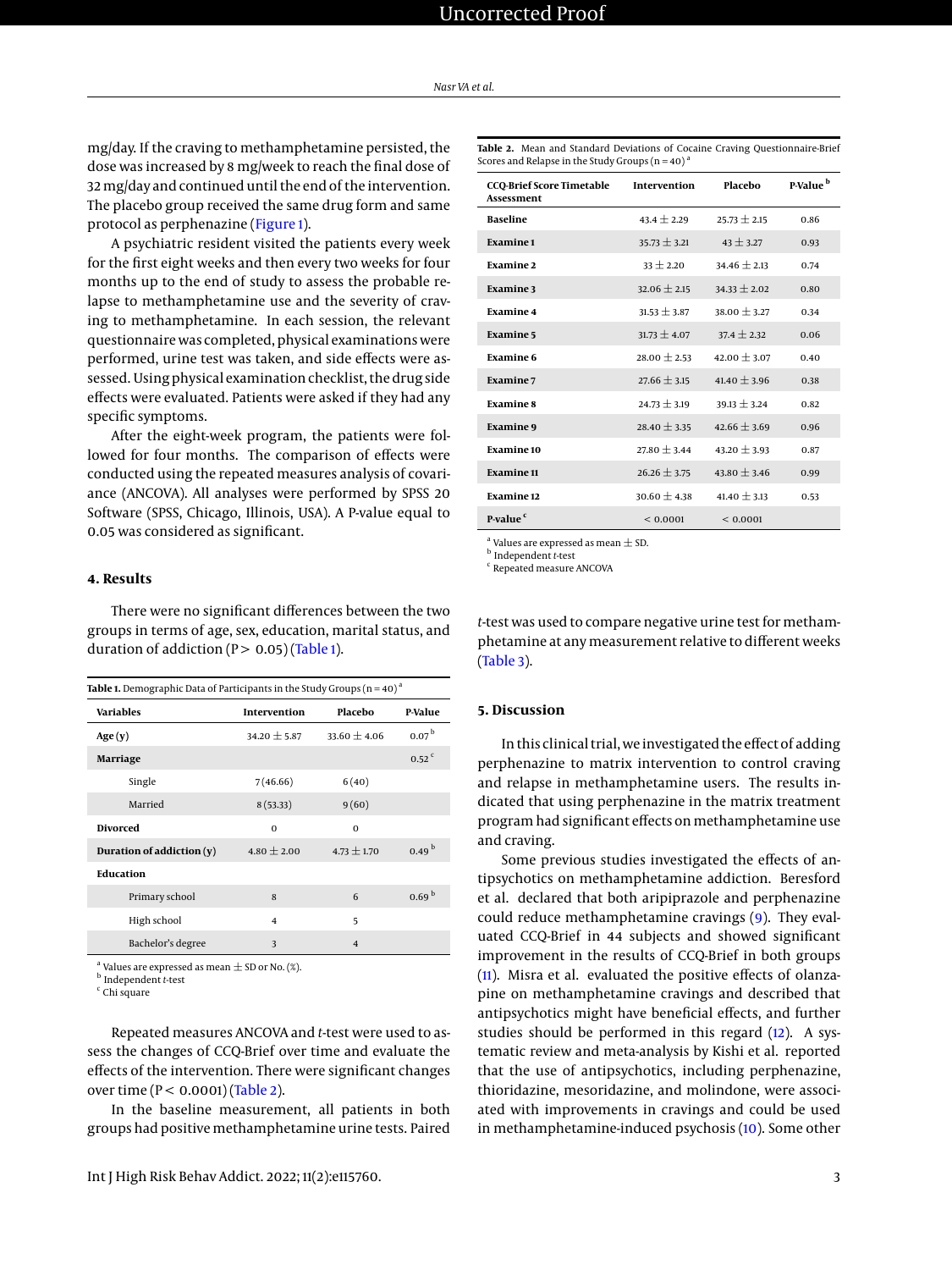mg/day. If the craving to methamphetamine persisted, the dose was increased by 8 mg/week to reach the final dose of 32 mg/day and continued until the end of the intervention. The placebo group received the same drug form and same protocol as perphenazine (Figure 1).

A psychiatric resident visited the patients every week for the first eight weeks and then every two weeks for four months up to the end of study to assess the probable relapse to methamphetamine use and the severity of craving to methamphetamine. In each session, the relevant questionnaire was completed, physical examinations were performed, urine test was taken, and side effects were assessed. Using physical examination checklist, the drug side effects were evaluated. Patients were asked if they had any specific symptoms.

After the eight-week program, the patients were followed for four months. The comparison of effects were conducted using the repeated measures analysis of covariance (ANCOVA). All analyses were performed by SPSS 20 Software (SPSS, Chicago, Illinois, USA). A P-value equal to 0.05 was considered as significant.

## 4. Results

There were no significant differences between the two groups in terms of age, sex, education, marital status, and duration of addiction ($P > 0.05$) (Table 1).

**Table 1.** Demographic Data of Participants in the Study Groups (n = 40) [a]

| Variables | Intervention | Placebo | P-Value |
|---|---|---|---|
| **Age (y)** | 34.20 ± 5.87 | 33.60 ± 4.06 | 0.07 [b] |
| **Marriage** | | | 0.52 [c] |
| Single | 7 (46.66) | 6 (40) | |
| Married | 8 (53.33) | 9 (60) | |
| **Divorced** | 0 | 0 | |
| **Duration of addiction (y)** | 4.80 ± 2.00 | 4.73 ± 1.70 | 0.49 [b] |
| **Education** | | | |
| Primary school | 8 | 6 | 0.69 [b] |
| High school | 4 | 5 | |
| Bachelor's degree | 3 | 4 | |

[a] Values are expressed as mean ± SD or No. (%).
[b] Independent *t*-test
[c] Chi square

Repeated measures ANCOVA and *t*-test were used to assess the changes of CCQ-Brief over time and evaluate the effects of the intervention. There were significant changes over time ($P < 0.0001$) (Table 2).

In the baseline measurement, all patients in both groups had positive methamphetamine urine tests. Paired *t*-test was used to compare negative urine test for methamphetamine at any measurement relative to different weeks (Table 3).

**Table 2.** Mean and Standard Deviations of Cocaine Craving Questionnaire-Brief Scores and Relapse in the Study Groups (n = 40) [a]

| CCQ-Brief Score Timetable Assessment | Intervention | Placebo | P-Value [b] |
|---|---|---|---|
| **Baseline** | 43.4 ± 2.29 | 25.73 ± 2.15 | 0.86 |
| **Examine 1** | 35.73 ± 3.21 | 43 ± 3.27 | 0.93 |
| **Examine 2** | 33 ± 2.20 | 34.46 ± 2.13 | 0.74 |
| **Examine 3** | 32.06 ± 2.15 | 34.33 ± 2.02 | 0.80 |
| **Examine 4** | 31.53 ± 3.87 | 38.00 ± 3.27 | 0.34 |
| **Examine 5** | 31.73 ± 4.07 | 37.4 ± 2.32 | 0.06 |
| **Examine 6** | 28.00 ± 2.53 | 42.00 ± 3.07 | 0.40 |
| **Examine 7** | 27.66 ± 3.15 | 41.40 ± 3.96 | 0.38 |
| **Examine 8** | 24.73 ± 3.19 | 39.13 ± 3.24 | 0.82 |
| **Examine 9** | 28.40 ± 3.35 | 42.66 ± 3.69 | 0.96 |
| **Examine 10** | 27.80 ± 3.44 | 43.20 ± 3.93 | 0.87 |
| **Examine 11** | 26.26 ± 3.75 | 43.80 ± 3.46 | 0.99 |
| **Examine 12** | 30.60 ± 4.38 | 41.40 ± 3.13 | 0.53 |
| **P-value** [c] | < 0.0001 | < 0.0001 | |

[a] Values are expressed as mean ± SD.
[b] Independent *t*-test
[c] Repeated measure ANCOVA

## 5. Discussion

In this clinical trial, we investigated the effect of adding perphenazine to matrix intervention to control craving and relapse in methamphetamine users. The results indicated that using perphenazine in the matrix treatment program had significant effects on methamphetamine use and craving.

Some previous studies investigated the effects of antipsychotics on methamphetamine addiction. Beresford et al. declared that both aripiprazole and perphenazine could reduce methamphetamine cravings (9). They evaluated CCQ-Brief in 44 subjects and showed significant improvement in the results of CCQ-Brief in both groups (11). Misra et al. evaluated the positive effects of olanzapine on methamphetamine cravings and described that antipsychotics might have beneficial effects, and further studies should be performed in this regard (12). A systematic review and meta-analysis by Kishi et al. reported that the use of antipsychotics, including perphenazine, thioridazine, mesoridazine, and molindone, were associated with improvements in cravings and could be used in methamphetamine-induced psychosis (10). Some other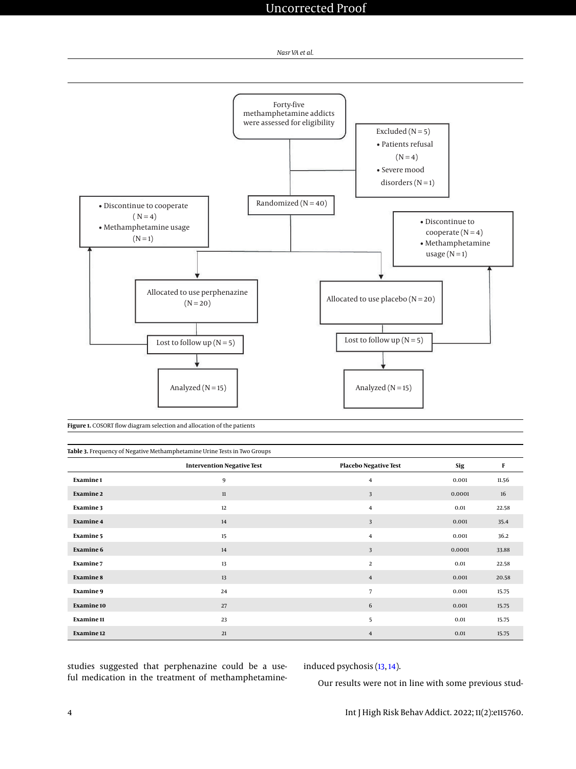Forty-five methamphetamine addicts were assessed for eligibility

Excluded (N = 5)
- Patients refusal (N = 4)
- Severe mood disorders (N = 1)

Randomized (N = 40)

Allocated to use perphenazine (N = 20)

Lost to follow up (N = 5)
- Discontinue to cooperate (N = 4)
- Methamphetamine usage (N = 1)

Analyzed (N = 15)

Allocated to use placebo (N = 20)

Lost to follow up (N = 5)
- Discontinue to cooperate (N = 4)
- Methamphetamine usage (N = 1)

Analyzed (N = 15)

**Figure 1.** COSORT flow diagram selection and allocation of the patients

**Table 3.** Frequency of Negative Methamphetamine Urine Tests in Two Groups

| | Intervention Negative Test | Placebo Negative Test | Sig | F |
|---|---|---|---|---|
| **Examine 1** | 9 | 4 | 0.001 | 11.56 |
| **Examine 2** | 11 | 3 | 0.0001 | 16 |
| **Examine 3** | 12 | 4 | 0.01 | 22.58 |
| **Examine 4** | 14 | 3 | 0.001 | 35.4 |
| **Examine 5** | 15 | 4 | 0.001 | 36.2 |
| **Examine 6** | 14 | 3 | 0.0001 | 33.88 |
| **Examine 7** | 13 | 2 | 0.01 | 22.58 |
| **Examine 8** | 13 | 4 | 0.001 | 20.58 |
| **Examine 9** | 24 | 7 | 0.001 | 15.75 |
| **Examine 10** | 27 | 6 | 0.001 | 15.75 |
| **Examine 11** | 23 | 5 | 0.01 | 15.75 |
| **Examine 12** | 21 | 4 | 0.01 | 15.75 |

studies suggested that perphenazine could be a useful medication in the treatment of methamphetamine-induced psychosis (13, 14).

Our results were not in line with some previous stud-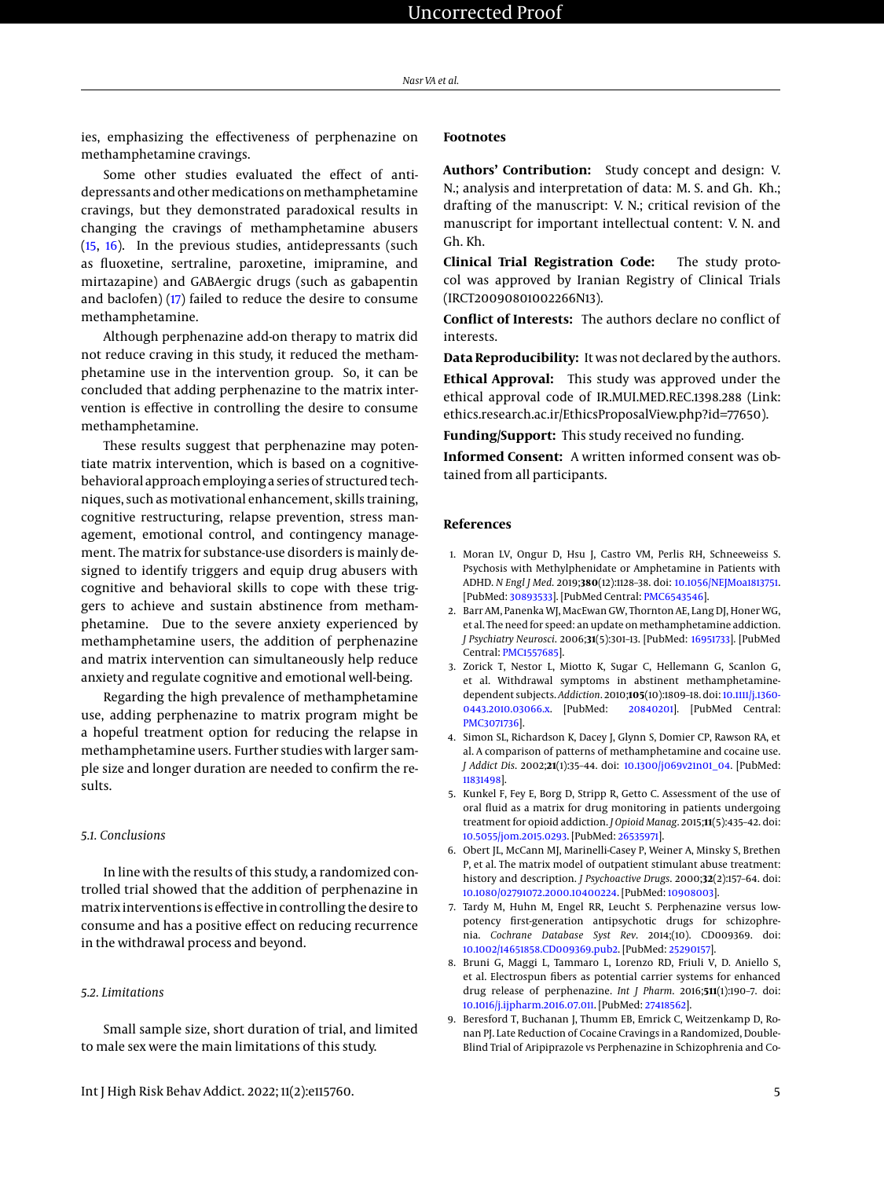ies, emphasizing the effectiveness of perphenazine on methamphetamine cravings.

Some other studies evaluated the effect of antidepressants and other medications on methamphetamine cravings, but they demonstrated paradoxical results in changing the cravings of methamphetamine abusers (15, 16). In the previous studies, antidepressants (such as fluoxetine, sertraline, paroxetine, imipramine, and mirtazapine) and GABAergic drugs (such as gabapentin and baclofen) (17) failed to reduce the desire to consume methamphetamine.

Although perphenazine add-on therapy to matrix did not reduce craving in this study, it reduced the methamphetamine use in the intervention group. So, it can be concluded that adding perphenazine to the matrix intervention is effective in controlling the desire to consume methamphetamine.

These results suggest that perphenazine may potentiate matrix intervention, which is based on a cognitive-behavioral approach employing a series of structured techniques, such as motivational enhancement, skills training, cognitive restructuring, relapse prevention, stress management, emotional control, and contingency management. The matrix for substance-use disorders is mainly designed to identify triggers and equip drug abusers with cognitive and behavioral skills to cope with these triggers to achieve and sustain abstinence from methamphetamine. Due to the severe anxiety experienced by methamphetamine users, the addition of perphenazine and matrix intervention can simultaneously help reduce anxiety and regulate cognitive and emotional well-being.

Regarding the high prevalence of methamphetamine use, adding perphenazine to matrix program might be a hopeful treatment option for reducing the relapse in methamphetamine users. Further studies with larger sample size and longer duration are needed to confirm the results.

### 5.1. Conclusions

In line with the results of this study, a randomized controlled trial showed that the addition of perphenazine in matrix interventions is effective in controlling the desire to consume and has a positive effect on reducing recurrence in the withdrawal process and beyond.

### 5.2. Limitations

Small sample size, short duration of trial, and limited to male sex were the main limitations of this study.

## Footnotes

**Authors' Contribution:** Study concept and design: V. N.; analysis and interpretation of data: M. S. and Gh. Kh.; drafting of the manuscript: V. N.; critical revision of the manuscript for important intellectual content: V. N. and Gh. Kh.

**Clinical Trial Registration Code:** The study protocol was approved by Iranian Registry of Clinical Trials (IRCT20090801002266N13).

**Conflict of Interests:** The authors declare no conflict of interests.

**Data Reproducibility:** It was not declared by the authors.

**Ethical Approval:** This study was approved under the ethical approval code of IR.MUI.MED.REC.1398.288 (Link: ethics.research.ac.ir/EthicsProposalView.php?id=77650).

**Funding/Support:** This study received no funding.

**Informed Consent:** A written informed consent was obtained from all participants.

## References

1. Moran LV, Ongur D, Hsu J, Castro VM, Perlis RH, Schneeweiss S. Psychosis with Methylphenidate or Amphetamine in Patients with ADHD. *N Engl J Med*. 2019;**380**(12):1128–38. doi: 10.1056/NEJMoa1813751. [PubMed: 30893533]. [PubMed Central: PMC6543546].
2. Barr AM, Panenka WJ, MacEwan GW, Thornton AE, Lang DJ, Honer WG, et al. The need for speed: an update on methamphetamine addiction. *J Psychiatry Neurosci*. 2006;**31**(5):301–13. [PubMed: 16951733]. [PubMed Central: PMC1557685].
3. Zorick T, Nestor L, Miotto K, Sugar C, Hellemann G, Scanlon G, et al. Withdrawal symptoms in abstinent methamphetamine-dependent subjects. *Addiction*. 2010;**105**(10):1809–18. doi: 10.1111/j.1360-0443.2010.03066.x. [PubMed: 20840201]. [PubMed Central: PMC3071736].
4. Simon SL, Richardson K, Dacey J, Glynn S, Domier CP, Rawson RA, et al. A comparison of patterns of methamphetamine and cocaine use. *J Addict Dis*. 2002;**21**(1):35–44. doi: 10.1300/j069v21n01_04. [PubMed: 11831498].
5. Kunkel F, Fey E, Borg D, Stripp R, Getto C. Assessment of the use of oral fluid as a matrix for drug monitoring in patients undergoing treatment for opioid addiction. *J Opioid Manag*. 2015;**11**(5):435–42. doi: 10.5055/jom.2015.0293. [PubMed: 26535971].
6. Obert JL, McCann MJ, Marinelli-Casey P, Weiner A, Minsky S, Brethen P, et al. The matrix model of outpatient stimulant abuse treatment: history and description. *J Psychoactive Drugs*. 2000;**32**(2):157–64. doi: 10.1080/02791072.2000.10400224. [PubMed: 10908003].
7. Tardy M, Huhn M, Engel RR, Leucht S. Perphenazine versus low-potency first-generation antipsychotic drugs for schizophrenia. *Cochrane Database Syst Rev*. 2014;(10). CD009369. doi: 10.1002/14651858.CD009369.pub2. [PubMed: 25290157].
8. Bruni G, Maggi L, Tammaro L, Lorenzo RD, Friuli V, D. Aniello S, et al. Electrospun fibers as potential carrier systems for enhanced drug release of perphenazine. *Int J Pharm*. 2016;**511**(1):190–7. doi: 10.1016/j.ijpharm.2016.07.011. [PubMed: 27418562].
9. Beresford T, Buchanan J, Thumm EB, Emrick C, Weitzenkamp D, Ronan PJ. Late Reduction of Cocaine Cravings in a Randomized, Double-Blind Trial of Aripiprazole vs Perphenazine in Schizophrenia and Co-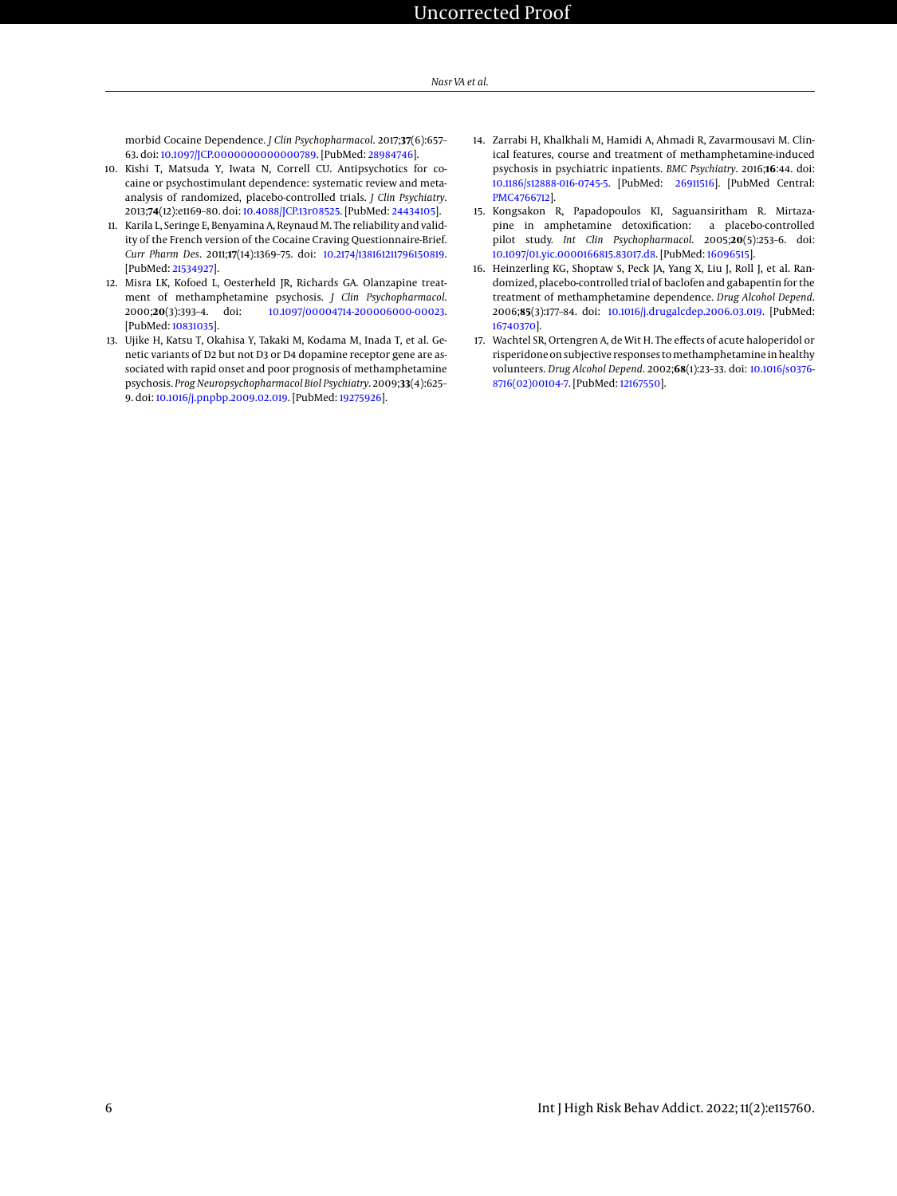morbid Cocaine Dependence. *J Clin Psychopharmacol*. 2017;**37**(6):657–63. doi: 10.1097/JCP.0000000000000789. [PubMed: 28984746].

10. Kishi T, Matsuda Y, Iwata N, Correll CU. Antipsychotics for cocaine or psychostimulant dependence: systematic review and meta-analysis of randomized, placebo-controlled trials. *J Clin Psychiatry*. 2013;**74**(12):e1169–80. doi: 10.4088/JCP.13r08525. [PubMed: 24434105].
11. Karila L, Seringe E, Benyamina A, Reynaud M. The reliability and validity of the French version of the Cocaine Craving Questionnaire-Brief. *Curr Pharm Des*. 2011;**17**(14):1369–75. doi: 10.2174/138161211796150819. [PubMed: 21534927].
12. Misra LK, Kofoed L, Oesterheld JR, Richards GA. Olanzapine treatment of methamphetamine psychosis. *J Clin Psychopharmacol*. 2000;**20**(3):393–4. doi: 10.1097/00004714-200006000-00023. [PubMed: 10831035].
13. Ujike H, Katsu T, Okahisa Y, Takaki M, Kodama M, Inada T, et al. Genetic variants of D2 but not D3 or D4 dopamine receptor gene are associated with rapid onset and poor prognosis of methamphetamine psychosis. *Prog Neuropsychopharmacol Biol Psychiatry*. 2009;**33**(4):625–9. doi: 10.1016/j.pnpbp.2009.02.019. [PubMed: 19275926].
14. Zarrabi H, Khalkhali M, Hamidi A, Ahmadi R, Zavarmousavi M. Clinical features, course and treatment of methamphetamine-induced psychosis in psychiatric inpatients. *BMC Psychiatry*. 2016;**16**:44. doi: 10.1186/s12888-016-0745-5. [PubMed: 26911516]. [PubMed Central: PMC4766712].
15. Kongsakon R, Papadopoulos KI, Saguansiritham R. Mirtazapine in amphetamine detoxification: a placebo-controlled pilot study. *Int Clin Psychopharmacol*. 2005;**20**(5):253–6. doi: 10.1097/01.yic.0000166815.83017.d8. [PubMed: 16096515].
16. Heinzerling KG, Shoptaw S, Peck JA, Yang X, Liu J, Roll J, et al. Randomized, placebo-controlled trial of baclofen and gabapentin for the treatment of methamphetamine dependence. *Drug Alcohol Depend*. 2006;**85**(3):177–84. doi: 10.1016/j.drugalcdep.2006.03.019. [PubMed: 16740370].
17. Wachtel SR, Ortengren A, de Wit H. The effects of acute haloperidol or risperidone on subjective responses to methamphetamine in healthy volunteers. *Drug Alcohol Depend*. 2002;**68**(1):23–33. doi: 10.1016/s0376-8716(02)00104-7. [PubMed: 12167550].